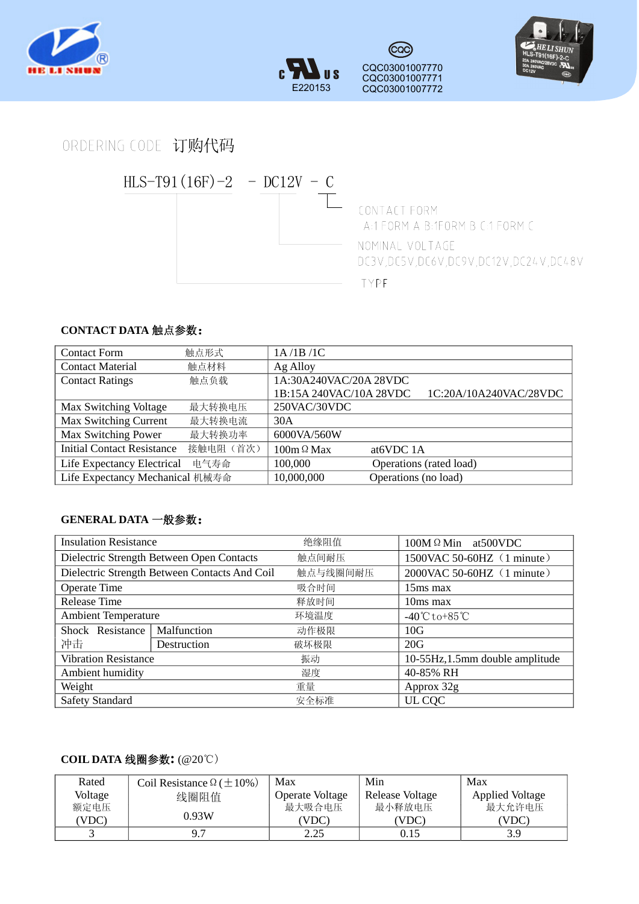HE LI SHUN®

c US E220153

CQC03001007770
CQC03001007771
CQC03001007772

## ORDERING CODE 订购代码

HLS-T91(16F)-2 - DC12V - C

- CONTACT FORM
  A:1 FORM A B:1FORM B C:1 FORM C
- NOMINAL VOLTAGE
  DC3V,DC5V,DC6V,DC9V,DC12V,DC24V,DC48V
- TYPE

### CONTACT DATA 触点参数:

| | | |
|---|---|---|
| Contact Form | 触点形式 | 1A /1B /1C |
| Contact Material | 触点材料 | Ag Alloy |
| Contact Ratings | 触点负载 | 1A:30A240VAC/20A 28VDC<br>1B:15A 240VAC/10A 28VDC 1C:20A/10A240VAC/28VDC |
| Max Switching Voltage | 最大转换电压 | 250VAC/30VDC |
| Max Switching Current | 最大转换电流 | 30A |
| Max Switching Power | 最大转换功率 | 6000VA/560W |
| Initial Contact Resistance | 接触电阻（首次） | 100mΩMax at6VDC 1A |
| Life Expectancy Electrical | 电气寿命 | 100,000 Operations (rated load) |
| Life Expectancy Mechanical | 机械寿命 | 10,000,000 Operations (no load) |

### GENERAL DATA 一般参数:

| | | | |
|---|---|---|---|
| Insulation Resistance | | 绝缘阻值 | 100MΩMin at500VDC |
| Dielectric Strength Between Open Contacts | | 触点间耐压 | 1500VAC 50-60HZ（1 minute） |
| Dielectric Strength Between Contacts And Coil | | 触点与线圈间耐压 | 2000VAC 50-60HZ（1 minute） |
| Operate Time | | 吸合时间 | 15ms max |
| Release Time | | 释放时间 | 10ms max |
| Ambient Temperature | | 环境温度 | -40℃to+85℃ |
| Shock Resistance 冲击 | Malfunction | 动作极限 | 10G |
| | Destruction | 破坏极限 | 20G |
| Vibration Resistance | | 振动 | 10-55Hz,1.5mm double amplitude |
| Ambient humidity | | 湿度 | 40-85% RH |
| Weight | | 重量 | Approx 32g |
| Safety Standard | | 安全标准 | UL CQC |

### COIL DATA 线圈参数: (@20℃)

| Rated Voltage 额定电压 (VDC) | Coil Resistance Ω(±10%) 线圈阻值 0.93W | Max Operate Voltage 最大吸合电压 (VDC) | Min Release Voltage 最小释放电压 (VDC) | Max Applied Voltage 最大允许电压 (VDC) |
|---|---|---|---|---|
| 3 | 9.7 | 2.25 | 0.15 | 3.9 |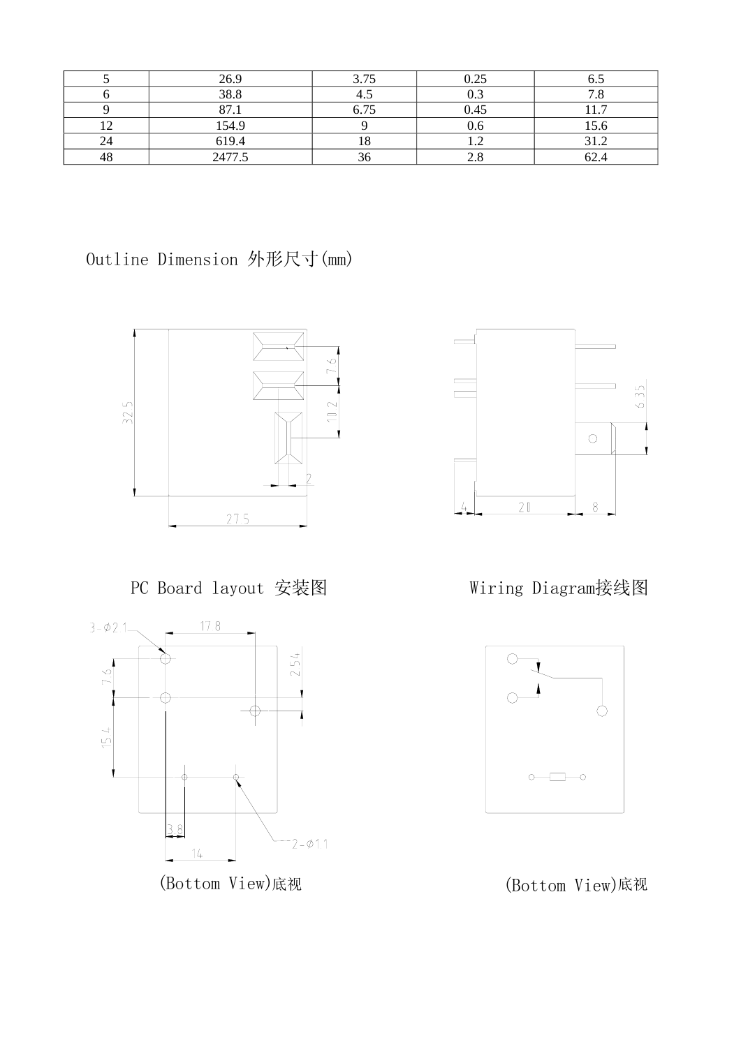| | | | | |
|---|---|---|---|---|
| 5 | 26.9 | 3.75 | 0.25 | 6.5 |
| 6 | 38.8 | 4.5 | 0.3 | 7.8 |
| 9 | 87.1 | 6.75 | 0.45 | 11.7 |
| 12 | 154.9 | 9 | 0.6 | 15.6 |
| 24 | 619.4 | 18 | 1.2 | 31.2 |
| 48 | 2477.5 | 36 | 2.8 | 62.4 |

## Outline Dimension 外形尺寸(mm)

32.5
7.6
10.2
2
27.5

6.35
4
20
8

PC Board layout 安装图

Wiring Diagram接线图

3-Φ2.1
17.8
7.6
2.54
15.4
3.8
14
2-Φ1.1

(Bottom View)底视

(Bottom View)底视